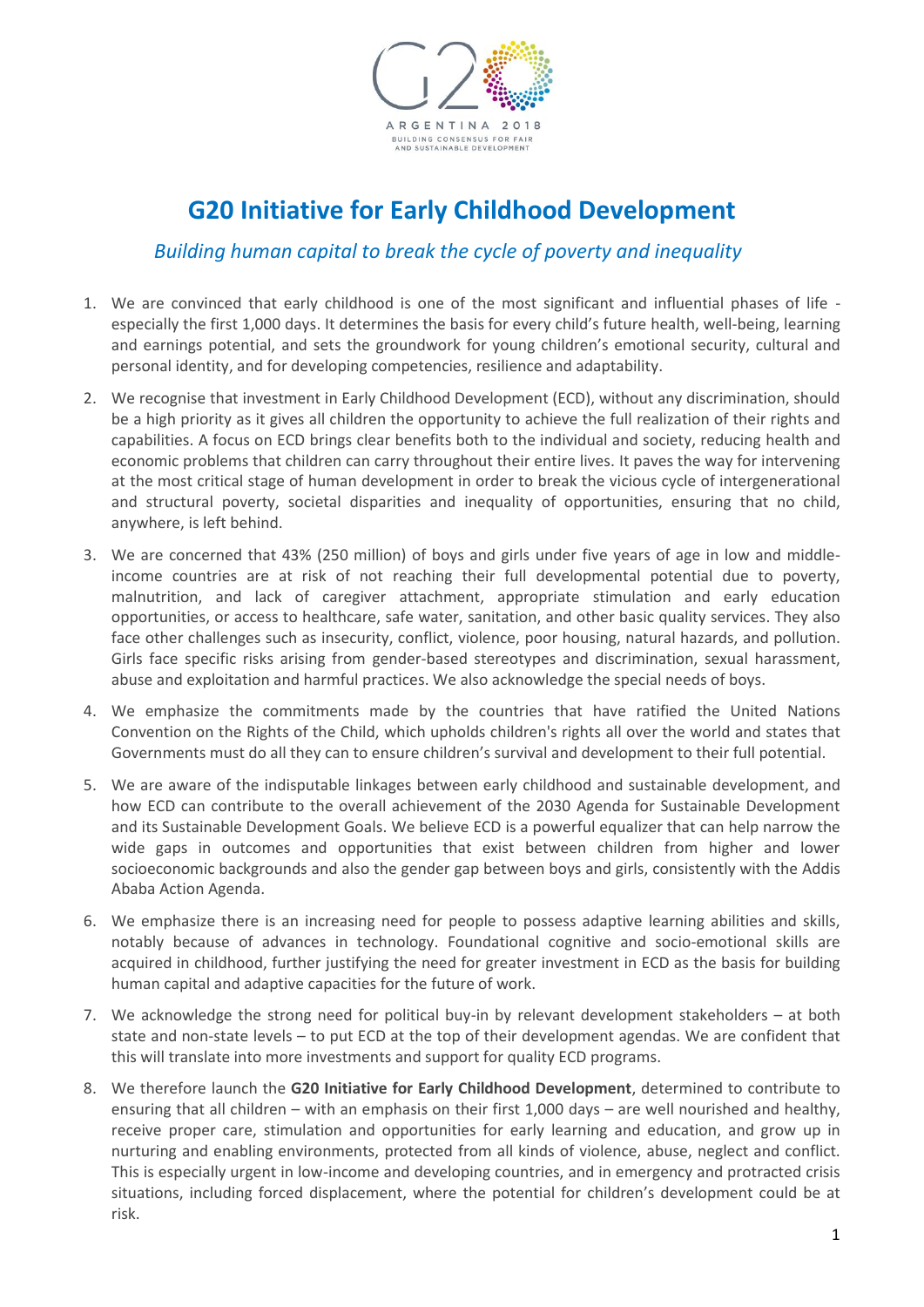# G20 Initiative for Early Childhood Development

*Building human capital to break the cycle of poverty and inequality*

1. We are convinced that early childhood is one of the most significant and influential phases of life - especially the first 1,000 days. It determines the basis for every child's future health, well-being, learning and earnings potential, and sets the groundwork for young children's emotional security, cultural and personal identity, and for developing competencies, resilience and adaptability.

2. We recognise that investment in Early Childhood Development (ECD), without any discrimination, should be a high priority as it gives all children the opportunity to achieve the full realization of their rights and capabilities. A focus on ECD brings clear benefits both to the individual and society, reducing health and economic problems that children can carry throughout their entire lives. It paves the way for intervening at the most critical stage of human development in order to break the vicious cycle of intergenerational and structural poverty, societal disparities and inequality of opportunities, ensuring that no child, anywhere, is left behind.

3. We are concerned that 43% (250 million) of boys and girls under five years of age in low and middle-income countries are at risk of not reaching their full developmental potential due to poverty, malnutrition, and lack of caregiver attachment, appropriate stimulation and early education opportunities, or access to healthcare, safe water, sanitation, and other basic quality services. They also face other challenges such as insecurity, conflict, violence, poor housing, natural hazards, and pollution. Girls face specific risks arising from gender-based stereotypes and discrimination, sexual harassment, abuse and exploitation and harmful practices. We also acknowledge the special needs of boys.

4. We emphasize the commitments made by the countries that have ratified the United Nations Convention on the Rights of the Child, which upholds children's rights all over the world and states that Governments must do all they can to ensure children's survival and development to their full potential.

5. We are aware of the indisputable linkages between early childhood and sustainable development, and how ECD can contribute to the overall achievement of the 2030 Agenda for Sustainable Development and its Sustainable Development Goals. We believe ECD is a powerful equalizer that can help narrow the wide gaps in outcomes and opportunities that exist between children from higher and lower socioeconomic backgrounds and also the gender gap between boys and girls, consistently with the Addis Ababa Action Agenda.

6. We emphasize there is an increasing need for people to possess adaptive learning abilities and skills, notably because of advances in technology. Foundational cognitive and socio-emotional skills are acquired in childhood, further justifying the need for greater investment in ECD as the basis for building human capital and adaptive capacities for the future of work.

7. We acknowledge the strong need for political buy-in by relevant development stakeholders – at both state and non-state levels – to put ECD at the top of their development agendas. We are confident that this will translate into more investments and support for quality ECD programs.

8. We therefore launch the **G20 Initiative for Early Childhood Development**, determined to contribute to ensuring that all children – with an emphasis on their first 1,000 days – are well nourished and healthy, receive proper care, stimulation and opportunities for early learning and education, and grow up in nurturing and enabling environments, protected from all kinds of violence, abuse, neglect and conflict. This is especially urgent in low-income and developing countries, and in emergency and protracted crisis situations, including forced displacement, where the potential for children's development could be at risk.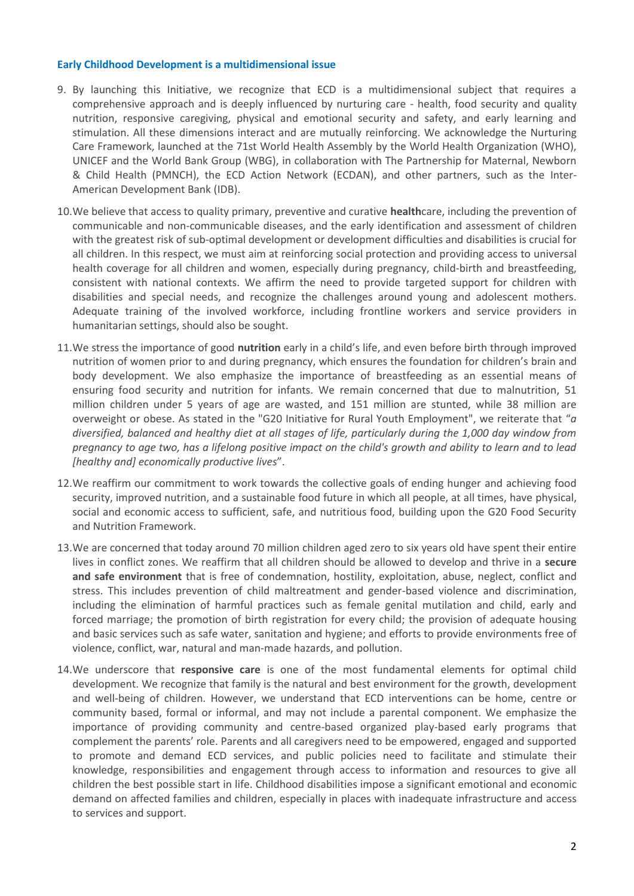## Early Childhood Development is a multidimensional issue

9. By launching this Initiative, we recognize that ECD is a multidimensional subject that requires a comprehensive approach and is deeply influenced by nurturing care - health, food security and quality nutrition, responsive caregiving, physical and emotional security and safety, and early learning and stimulation. All these dimensions interact and are mutually reinforcing. We acknowledge the Nurturing Care Framework, launched at the 71st World Health Assembly by the World Health Organization (WHO), UNICEF and the World Bank Group (WBG), in collaboration with The Partnership for Maternal, Newborn & Child Health (PMNCH), the ECD Action Network (ECDAN), and other partners, such as the Inter-American Development Bank (IDB).

10. We believe that access to quality primary, preventive and curative **health**care, including the prevention of communicable and non-communicable diseases, and the early identification and assessment of children with the greatest risk of sub-optimal development or development difficulties and disabilities is crucial for all children. In this respect, we must aim at reinforcing social protection and providing access to universal health coverage for all children and women, especially during pregnancy, child-birth and breastfeeding, consistent with national contexts. We affirm the need to provide targeted support for children with disabilities and special needs, and recognize the challenges around young and adolescent mothers. Adequate training of the involved workforce, including frontline workers and service providers in humanitarian settings, should also be sought.

11. We stress the importance of good **nutrition** early in a child's life, and even before birth through improved nutrition of women prior to and during pregnancy, which ensures the foundation for children's brain and body development. We also emphasize the importance of breastfeeding as an essential means of ensuring food security and nutrition for infants. We remain concerned that due to malnutrition, 51 million children under 5 years of age are wasted, and 151 million are stunted, while 38 million are overweight or obese. As stated in the "G20 Initiative for Rural Youth Employment", we reiterate that "*a diversified, balanced and healthy diet at all stages of life, particularly during the 1,000 day window from pregnancy to age two, has a lifelong positive impact on the child's growth and ability to learn and to lead [healthy and] economically productive lives*".

12. We reaffirm our commitment to work towards the collective goals of ending hunger and achieving food security, improved nutrition, and a sustainable food future in which all people, at all times, have physical, social and economic access to sufficient, safe, and nutritious food, building upon the G20 Food Security and Nutrition Framework.

13. We are concerned that today around 70 million children aged zero to six years old have spent their entire lives in conflict zones. We reaffirm that all children should be allowed to develop and thrive in a **secure and safe environment** that is free of condemnation, hostility, exploitation, abuse, neglect, conflict and stress. This includes prevention of child maltreatment and gender-based violence and discrimination, including the elimination of harmful practices such as female genital mutilation and child, early and forced marriage; the promotion of birth registration for every child; the provision of adequate housing and basic services such as safe water, sanitation and hygiene; and efforts to provide environments free of violence, conflict, war, natural and man-made hazards, and pollution.

14. We underscore that **responsive care** is one of the most fundamental elements for optimal child development. We recognize that family is the natural and best environment for the growth, development and well-being of children. However, we understand that ECD interventions can be home, centre or community based, formal or informal, and may not include a parental component. We emphasize the importance of providing community and centre-based organized play-based early programs that complement the parents' role. Parents and all caregivers need to be empowered, engaged and supported to promote and demand ECD services, and public policies need to facilitate and stimulate their knowledge, responsibilities and engagement through access to information and resources to give all children the best possible start in life. Childhood disabilities impose a significant emotional and economic demand on affected families and children, especially in places with inadequate infrastructure and access to services and support.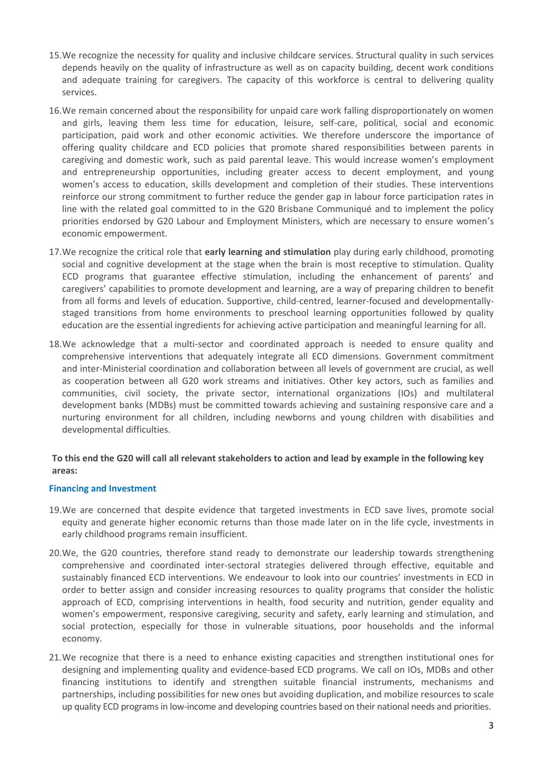15. We recognize the necessity for quality and inclusive childcare services. Structural quality in such services depends heavily on the quality of infrastructure as well as on capacity building, decent work conditions and adequate training for caregivers. The capacity of this workforce is central to delivering quality services.

16. We remain concerned about the responsibility for unpaid care work falling disproportionately on women and girls, leaving them less time for education, leisure, self-care, political, social and economic participation, paid work and other economic activities. We therefore underscore the importance of offering quality childcare and ECD policies that promote shared responsibilities between parents in caregiving and domestic work, such as paid parental leave. This would increase women's employment and entrepreneurship opportunities, including greater access to decent employment, and young women's access to education, skills development and completion of their studies. These interventions reinforce our strong commitment to further reduce the gender gap in labour force participation rates in line with the related goal committed to in the G20 Brisbane Communiqué and to implement the policy priorities endorsed by G20 Labour and Employment Ministers, which are necessary to ensure women's economic empowerment.

17. We recognize the critical role that **early learning and stimulation** play during early childhood, promoting social and cognitive development at the stage when the brain is most receptive to stimulation. Quality ECD programs that guarantee effective stimulation, including the enhancement of parents' and caregivers' capabilities to promote development and learning, are a way of preparing children to benefit from all forms and levels of education. Supportive, child-centred, learner-focused and developmentally-staged transitions from home environments to preschool learning opportunities followed by quality education are the essential ingredients for achieving active participation and meaningful learning for all.

18. We acknowledge that a multi-sector and coordinated approach is needed to ensure quality and comprehensive interventions that adequately integrate all ECD dimensions. Government commitment and inter-Ministerial coordination and collaboration between all levels of government are crucial, as well as cooperation between all G20 work streams and initiatives. Other key actors, such as families and communities, civil society, the private sector, international organizations (IOs) and multilateral development banks (MDBs) must be committed towards achieving and sustaining responsive care and a nurturing environment for all children, including newborns and young children with disabilities and developmental difficulties.

**To this end the G20 will call all relevant stakeholders to action and lead by example in the following key areas:**

### Financing and Investment

19. We are concerned that despite evidence that targeted investments in ECD save lives, promote social equity and generate higher economic returns than those made later on in the life cycle, investments in early childhood programs remain insufficient.

20. We, the G20 countries, therefore stand ready to demonstrate our leadership towards strengthening comprehensive and coordinated inter-sectoral strategies delivered through effective, equitable and sustainably financed ECD interventions. We endeavour to look into our countries' investments in ECD in order to better assign and consider increasing resources to quality programs that consider the holistic approach of ECD, comprising interventions in health, food security and nutrition, gender equality and women's empowerment, responsive caregiving, security and safety, early learning and stimulation, and social protection, especially for those in vulnerable situations, poor households and the informal economy.

21. We recognize that there is a need to enhance existing capacities and strengthen institutional ones for designing and implementing quality and evidence-based ECD programs. We call on IOs, MDBs and other financing institutions to identify and strengthen suitable financial instruments, mechanisms and partnerships, including possibilities for new ones but avoiding duplication, and mobilize resources to scale up quality ECD programs in low-income and developing countries based on their national needs and priorities.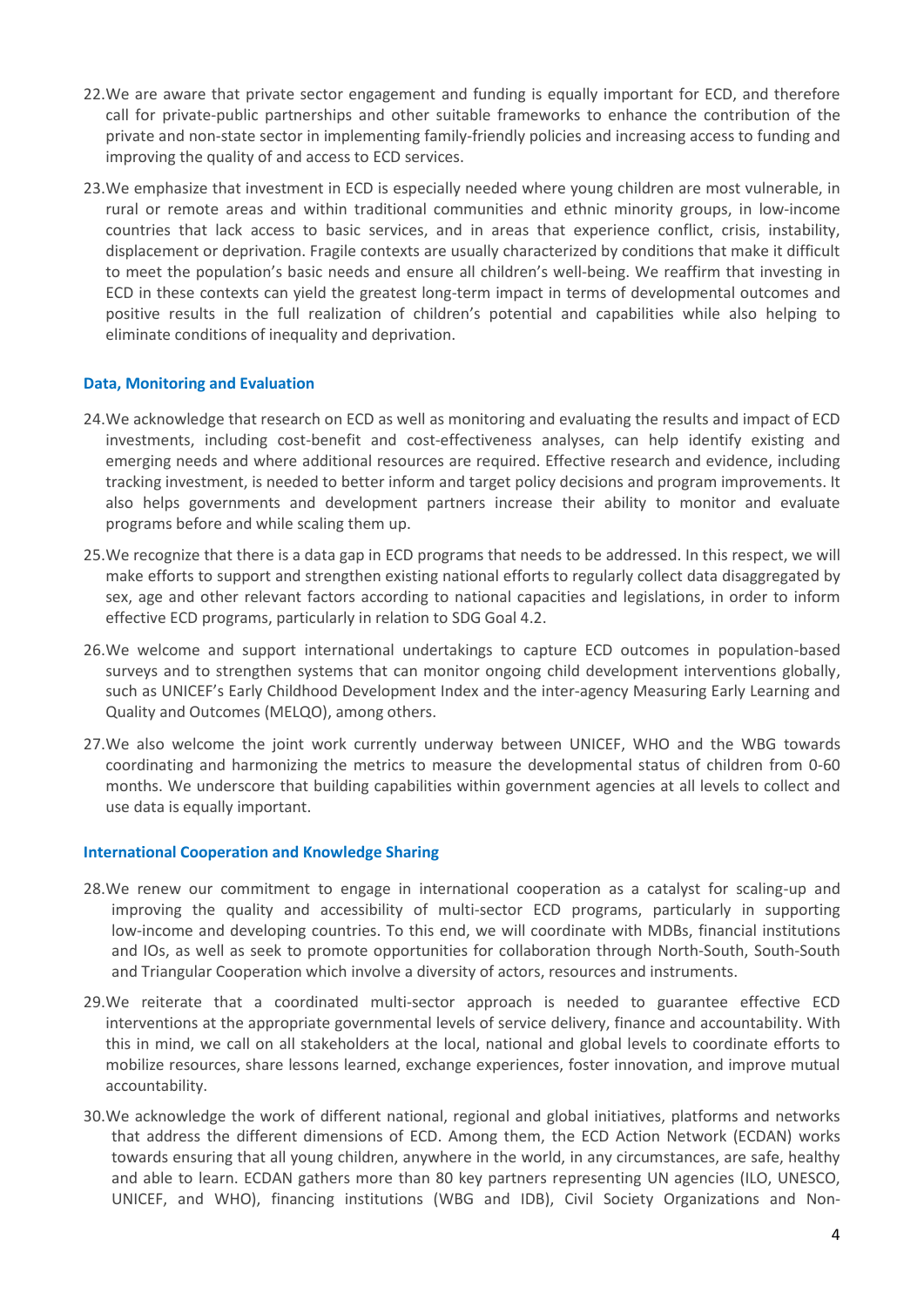22. We are aware that private sector engagement and funding is equally important for ECD, and therefore call for private-public partnerships and other suitable frameworks to enhance the contribution of the private and non-state sector in implementing family-friendly policies and increasing access to funding and improving the quality of and access to ECD services.

23. We emphasize that investment in ECD is especially needed where young children are most vulnerable, in rural or remote areas and within traditional communities and ethnic minority groups, in low-income countries that lack access to basic services, and in areas that experience conflict, crisis, instability, displacement or deprivation. Fragile contexts are usually characterized by conditions that make it difficult to meet the population's basic needs and ensure all children's well-being. We reaffirm that investing in ECD in these contexts can yield the greatest long-term impact in terms of developmental outcomes and positive results in the full realization of children's potential and capabilities while also helping to eliminate conditions of inequality and deprivation.

### Data, Monitoring and Evaluation

24. We acknowledge that research on ECD as well as monitoring and evaluating the results and impact of ECD investments, including cost-benefit and cost-effectiveness analyses, can help identify existing and emerging needs and where additional resources are required. Effective research and evidence, including tracking investment, is needed to better inform and target policy decisions and program improvements. It also helps governments and development partners increase their ability to monitor and evaluate programs before and while scaling them up.

25. We recognize that there is a data gap in ECD programs that needs to be addressed. In this respect, we will make efforts to support and strengthen existing national efforts to regularly collect data disaggregated by sex, age and other relevant factors according to national capacities and legislations, in order to inform effective ECD programs, particularly in relation to SDG Goal 4.2.

26. We welcome and support international undertakings to capture ECD outcomes in population-based surveys and to strengthen systems that can monitor ongoing child development interventions globally, such as UNICEF's Early Childhood Development Index and the inter-agency Measuring Early Learning and Quality and Outcomes (MELQO), among others.

27. We also welcome the joint work currently underway between UNICEF, WHO and the WBG towards coordinating and harmonizing the metrics to measure the developmental status of children from 0-60 months. We underscore that building capabilities within government agencies at all levels to collect and use data is equally important.

### International Cooperation and Knowledge Sharing

28. We renew our commitment to engage in international cooperation as a catalyst for scaling-up and improving the quality and accessibility of multi-sector ECD programs, particularly in supporting low-income and developing countries. To this end, we will coordinate with MDBs, financial institutions and IOs, as well as seek to promote opportunities for collaboration through North-South, South-South and Triangular Cooperation which involve a diversity of actors, resources and instruments.

29. We reiterate that a coordinated multi-sector approach is needed to guarantee effective ECD interventions at the appropriate governmental levels of service delivery, finance and accountability. With this in mind, we call on all stakeholders at the local, national and global levels to coordinate efforts to mobilize resources, share lessons learned, exchange experiences, foster innovation, and improve mutual accountability.

30. We acknowledge the work of different national, regional and global initiatives, platforms and networks that address the different dimensions of ECD. Among them, the ECD Action Network (ECDAN) works towards ensuring that all young children, anywhere in the world, in any circumstances, are safe, healthy and able to learn. ECDAN gathers more than 80 key partners representing UN agencies (ILO, UNESCO, UNICEF, and WHO), financing institutions (WBG and IDB), Civil Society Organizations and Non-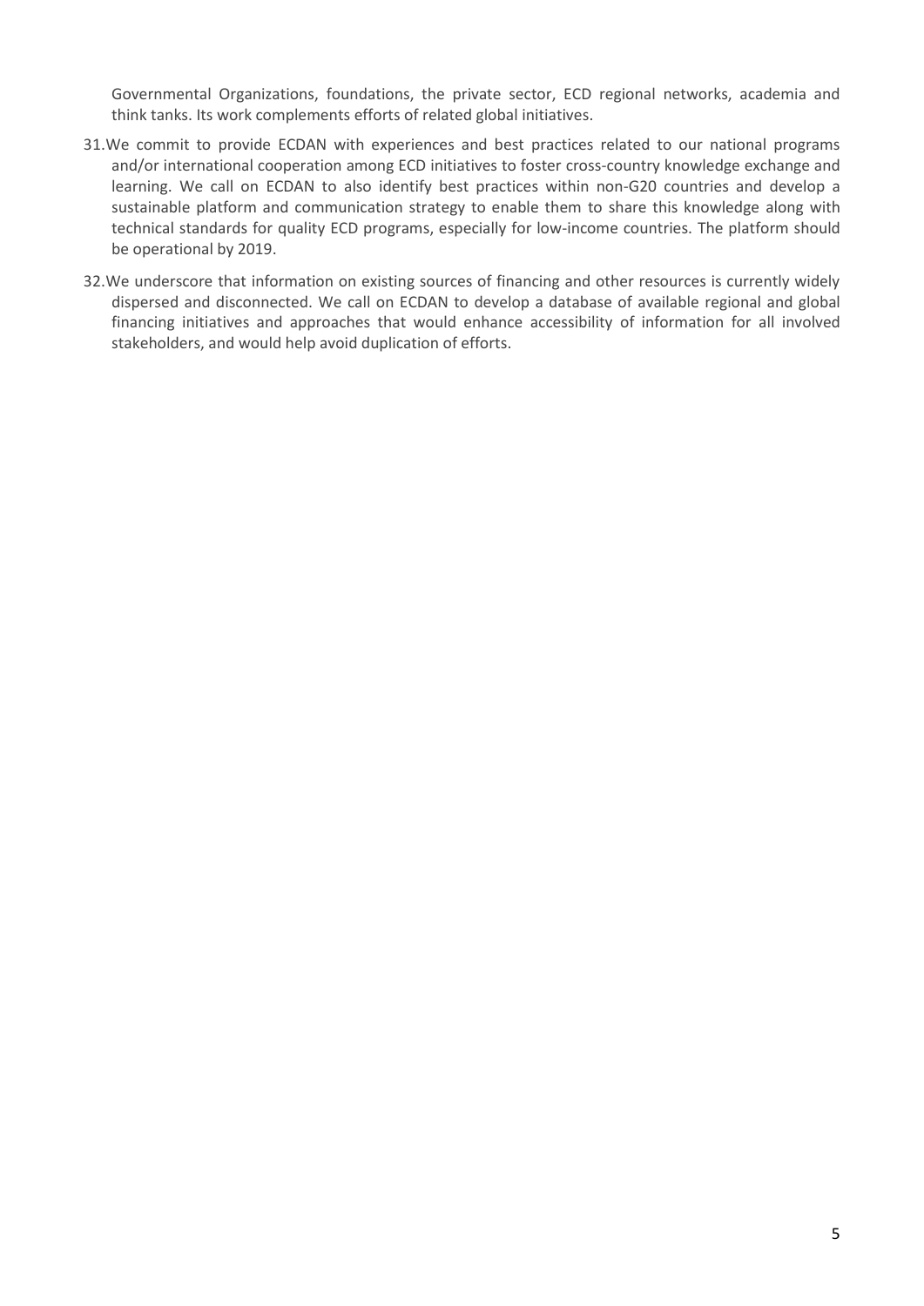Governmental Organizations, foundations, the private sector, ECD regional networks, academia and think tanks. Its work complements efforts of related global initiatives.

31. We commit to provide ECDAN with experiences and best practices related to our national programs and/or international cooperation among ECD initiatives to foster cross-country knowledge exchange and learning. We call on ECDAN to also identify best practices within non-G20 countries and develop a sustainable platform and communication strategy to enable them to share this knowledge along with technical standards for quality ECD programs, especially for low-income countries. The platform should be operational by 2019.

32. We underscore that information on existing sources of financing and other resources is currently widely dispersed and disconnected. We call on ECDAN to develop a database of available regional and global financing initiatives and approaches that would enhance accessibility of information for all involved stakeholders, and would help avoid duplication of efforts.